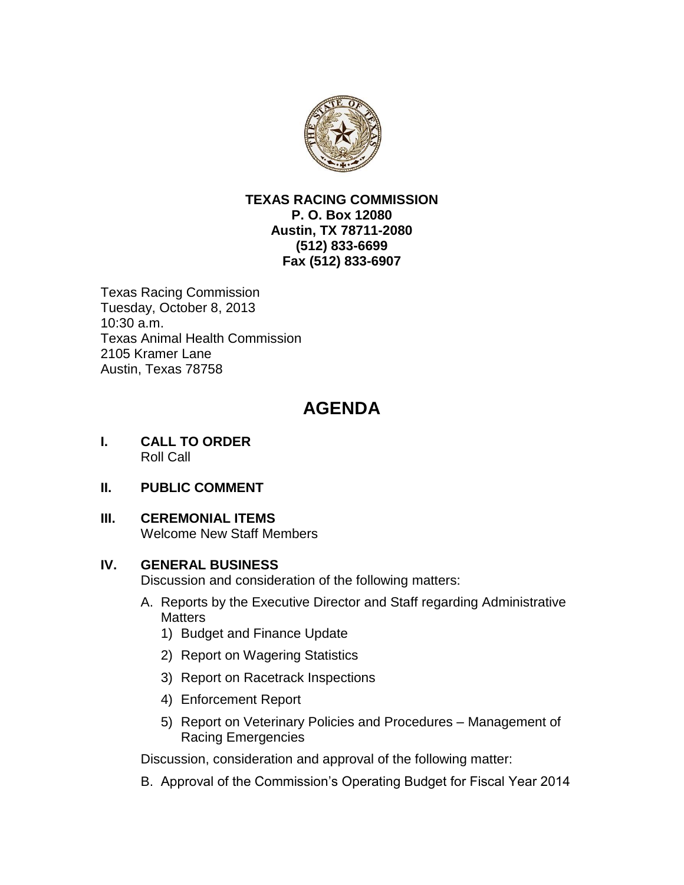**TEXAS RACING COMMISSION**
**P. O. Box 12080**
**Austin, TX 78711-2080**
**(512) 833-6699**
**Fax (512) 833-6907**

Texas Racing Commission
Tuesday, October 8, 2013
10:30 a.m.
Texas Animal Health Commission
2105 Kramer Lane
Austin, Texas 78758

# AGENDA

## I. CALL TO ORDER

Roll Call

## II. PUBLIC COMMENT

## III. CEREMONIAL ITEMS

Welcome New Staff Members

## IV. GENERAL BUSINESS

Discussion and consideration of the following matters:

A. Reports by the Executive Director and Staff regarding Administrative Matters
   1) Budget and Finance Update
   2) Report on Wagering Statistics
   3) Report on Racetrack Inspections
   4) Enforcement Report
   5) Report on Veterinary Policies and Procedures – Management of Racing Emergencies

Discussion, consideration and approval of the following matter:

B. Approval of the Commission's Operating Budget for Fiscal Year 2014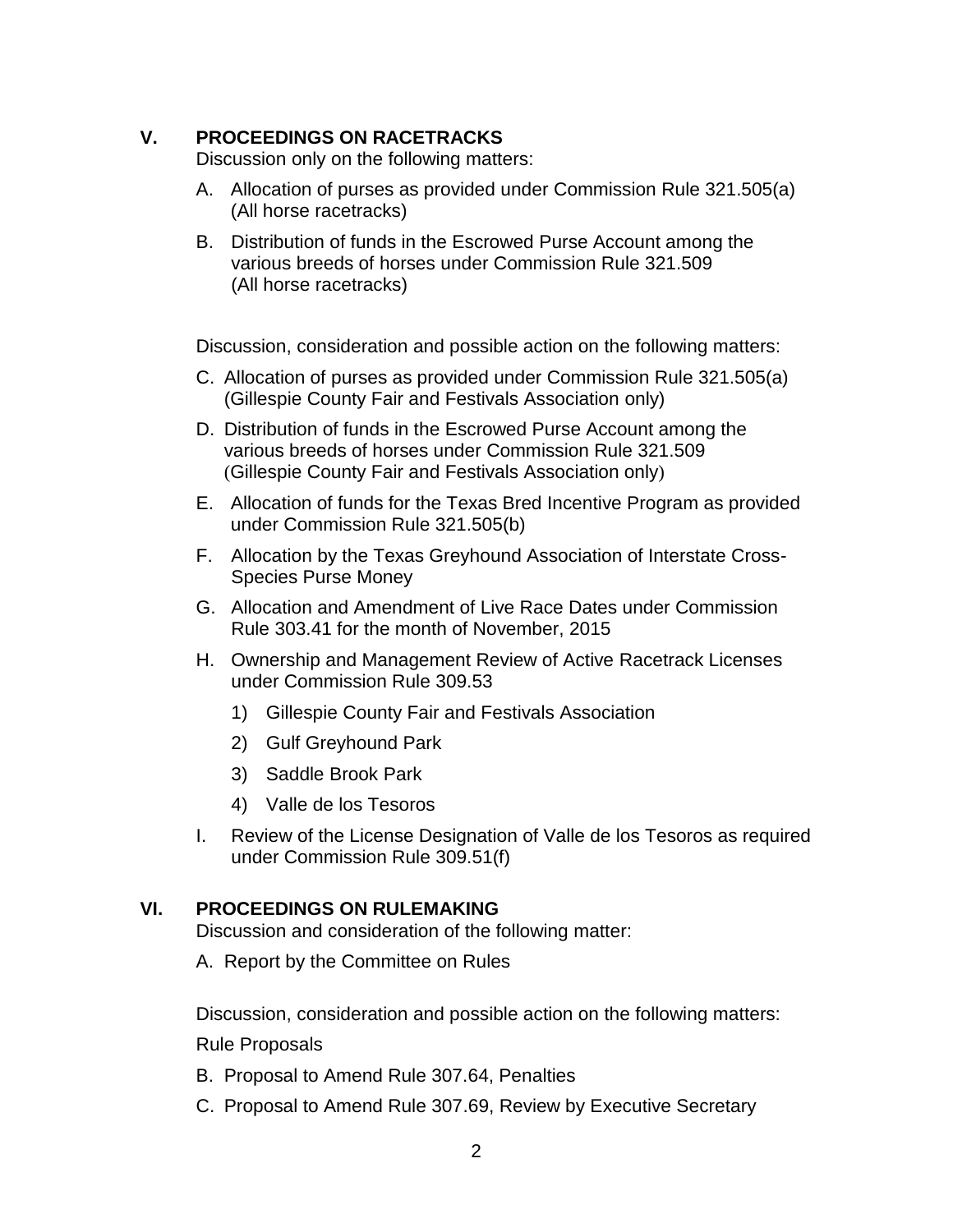## V. PROCEEDINGS ON RACETRACKS

Discussion only on the following matters:

A. Allocation of purses as provided under Commission Rule 321.505(a) (All horse racetracks)

B. Distribution of funds in the Escrowed Purse Account among the various breeds of horses under Commission Rule 321.509 (All horse racetracks)

Discussion, consideration and possible action on the following matters:

C. Allocation of purses as provided under Commission Rule 321.505(a) (Gillespie County Fair and Festivals Association only)

D. Distribution of funds in the Escrowed Purse Account among the various breeds of horses under Commission Rule 321.509 (Gillespie County Fair and Festivals Association only)

E. Allocation of funds for the Texas Bred Incentive Program as provided under Commission Rule 321.505(b)

F. Allocation by the Texas Greyhound Association of Interstate Cross-Species Purse Money

G. Allocation and Amendment of Live Race Dates under Commission Rule 303.41 for the month of November, 2015

H. Ownership and Management Review of Active Racetrack Licenses under Commission Rule 309.53

1) Gillespie County Fair and Festivals Association
2) Gulf Greyhound Park
3) Saddle Brook Park
4) Valle de los Tesoros

I. Review of the License Designation of Valle de los Tesoros as required under Commission Rule 309.51(f)

## VI. PROCEEDINGS ON RULEMAKING

Discussion and consideration of the following matter:

A. Report by the Committee on Rules

Discussion, consideration and possible action on the following matters:

Rule Proposals

B. Proposal to Amend Rule 307.64, Penalties

C. Proposal to Amend Rule 307.69, Review by Executive Secretary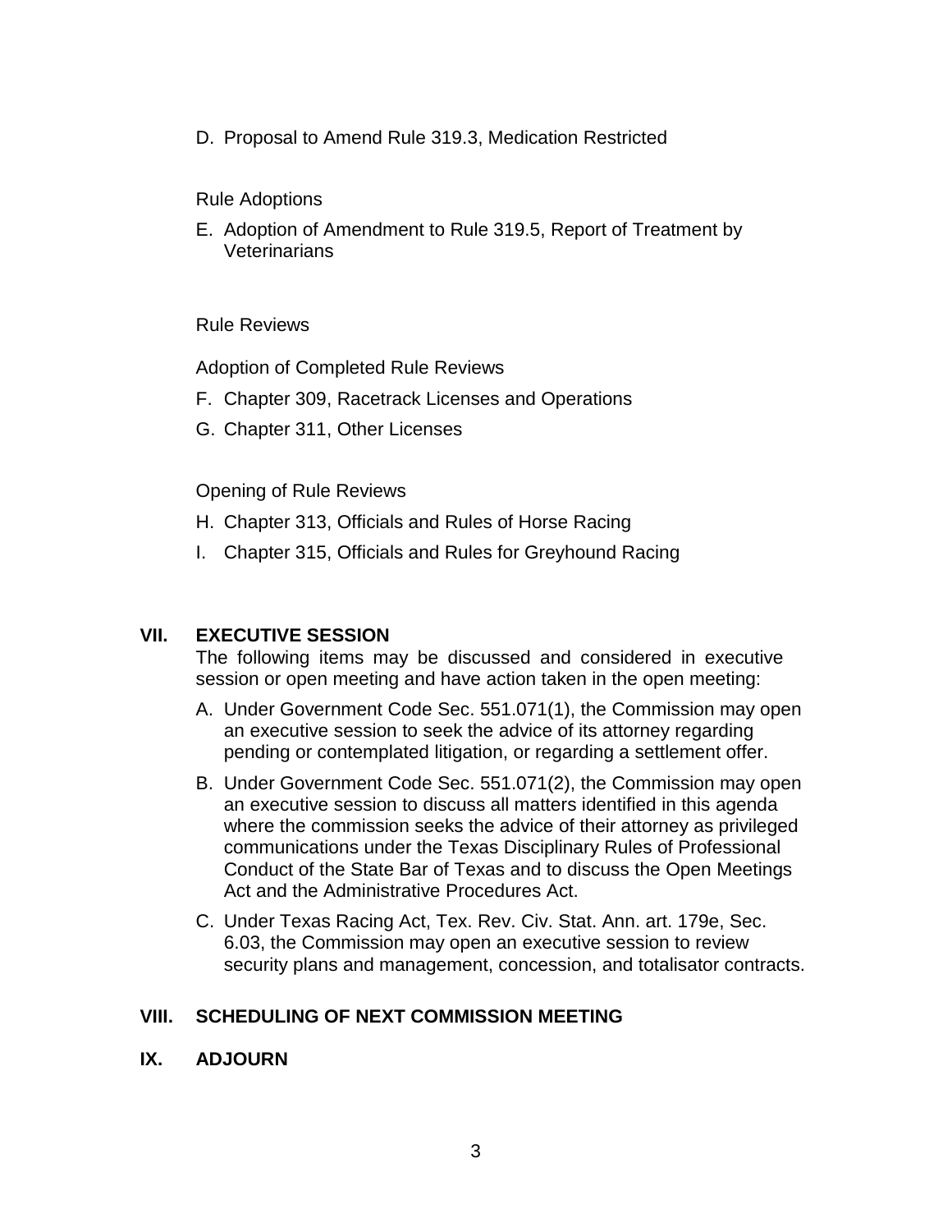D. Proposal to Amend Rule 319.3, Medication Restricted

Rule Adoptions

E. Adoption of Amendment to Rule 319.5, Report of Treatment by Veterinarians

Rule Reviews

Adoption of Completed Rule Reviews

F. Chapter 309, Racetrack Licenses and Operations
G. Chapter 311, Other Licenses

Opening of Rule Reviews

H. Chapter 313, Officials and Rules of Horse Racing
I. Chapter 315, Officials and Rules for Greyhound Racing

## VII. EXECUTIVE SESSION

The following items may be discussed and considered in executive session or open meeting and have action taken in the open meeting:

A. Under Government Code Sec. 551.071(1), the Commission may open an executive session to seek the advice of its attorney regarding pending or contemplated litigation, or regarding a settlement offer.

B. Under Government Code Sec. 551.071(2), the Commission may open an executive session to discuss all matters identified in this agenda where the commission seeks the advice of their attorney as privileged communications under the Texas Disciplinary Rules of Professional Conduct of the State Bar of Texas and to discuss the Open Meetings Act and the Administrative Procedures Act.

C. Under Texas Racing Act, Tex. Rev. Civ. Stat. Ann. art. 179e, Sec. 6.03, the Commission may open an executive session to review security plans and management, concession, and totalisator contracts.

## VIII. SCHEDULING OF NEXT COMMISSION MEETING

## IX. ADJOURN